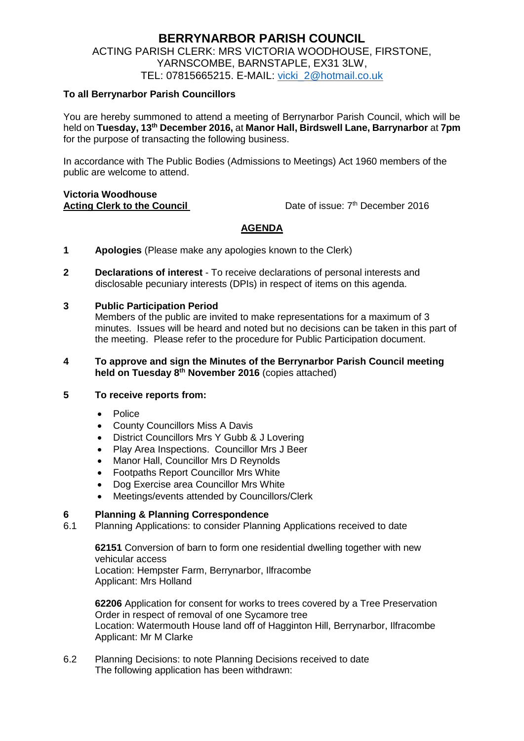# BERRYNARBOR PARISH COUNCIL

ACTING PARISH CLERK: MRS VICTORIA WOODHOUSE, FIRSTONE, YARNSCOMBE, BARNSTAPLE, EX31 3LW,
TEL: 07815665215. E-MAIL: vicki_2@hotmail.co.uk

**To all Berrynarbor Parish Councillors**

You are hereby summoned to attend a meeting of Berrynarbor Parish Council, which will be held on **Tuesday, 13th December 2016,** at **Manor Hall, Birdswell Lane, Barrynarbor** at **7pm** for the purpose of transacting the following business.

In accordance with The Public Bodies (Admissions to Meetings) Act 1960 members of the public are welcome to attend.

**Victoria Woodhouse**
**Acting Clerk to the Council**

Date of issue: 7th December 2016

## AGENDA

**1 Apologies** (Please make any apologies known to the Clerk)

**2 Declarations of interest** - To receive declarations of personal interests and disclosable pecuniary interests (DPIs) in respect of items on this agenda.

**3 Public Participation Period**
Members of the public are invited to make representations for a maximum of 3 minutes. Issues will be heard and noted but no decisions can be taken in this part of the meeting. Please refer to the procedure for Public Participation document.

**4 To approve and sign the Minutes of the Berrynarbor Parish Council meeting held on Tuesday 8th November 2016** (copies attached)

**5 To receive reports from:**

- Police
- County Councillors Miss A Davis
- District Councillors Mrs Y Gubb & J Lovering
- Play Area Inspections. Councillor Mrs J Beer
- Manor Hall, Councillor Mrs D Reynolds
- Footpaths Report Councillor Mrs White
- Dog Exercise area Councillor Mrs White
- Meetings/events attended by Councillors/Clerk

**6 Planning & Planning Correspondence**

6.1 Planning Applications: to consider Planning Applications received to date

**62151** Conversion of barn to form one residential dwelling together with new vehicular access
Location: Hempster Farm, Berrynarbor, Ilfracombe
Applicant: Mrs Holland

**62206** Application for consent for works to trees covered by a Tree Preservation Order in respect of removal of one Sycamore tree
Location: Watermouth House land off of Hagginton Hill, Berrynarbor, Ilfracombe
Applicant: Mr M Clarke

6.2 Planning Decisions: to note Planning Decisions received to date
The following application has been withdrawn: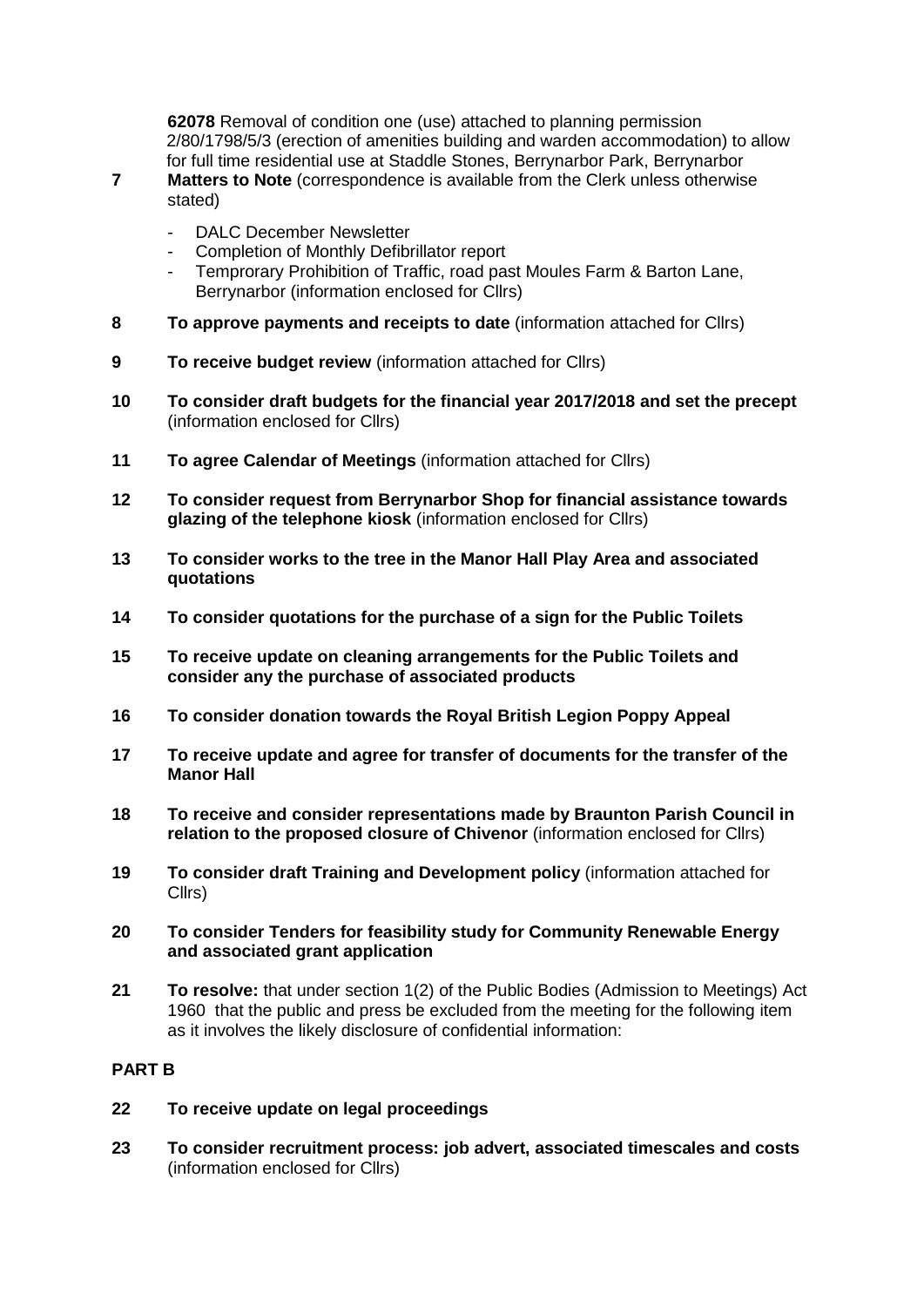**62078** Removal of condition one (use) attached to planning permission 2/80/1798/5/3 (erection of amenities building and warden accommodation) to allow for full time residential use at Staddle Stones, Berrynarbor Park, Berrynarbor

**7 Matters to Note** (correspondence is available from the Clerk unless otherwise stated)

- DALC December Newsletter
- Completion of Monthly Defibrillator report
- Temprorary Prohibition of Traffic, road past Moules Farm & Barton Lane, Berrynarbor (information enclosed for Cllrs)

**8 To approve payments and receipts to date** (information attached for Cllrs)

**9 To receive budget review** (information attached for Cllrs)

**10 To consider draft budgets for the financial year 2017/2018 and set the precept** (information enclosed for Cllrs)

**11 To agree Calendar of Meetings** (information attached for Cllrs)

**12 To consider request from Berrynarbor Shop for financial assistance towards glazing of the telephone kiosk** (information enclosed for Cllrs)

**13 To consider works to the tree in the Manor Hall Play Area and associated quotations**

**14 To consider quotations for the purchase of a sign for the Public Toilets**

**15 To receive update on cleaning arrangements for the Public Toilets and consider any the purchase of associated products**

**16 To consider donation towards the Royal British Legion Poppy Appeal**

**17 To receive update and agree for transfer of documents for the transfer of the Manor Hall**

**18 To receive and consider representations made by Braunton Parish Council in relation to the proposed closure of Chivenor** (information enclosed for Cllrs)

**19 To consider draft Training and Development policy** (information attached for Cllrs)

**20 To consider Tenders for feasibility study for Community Renewable Energy and associated grant application**

**21 To resolve:** that under section 1(2) of the Public Bodies (Admission to Meetings) Act 1960 that the public and press be excluded from the meeting for the following item as it involves the likely disclosure of confidential information:

**PART B**

**22 To receive update on legal proceedings**

**23 To consider recruitment process: job advert, associated timescales and costs** (information enclosed for Cllrs)